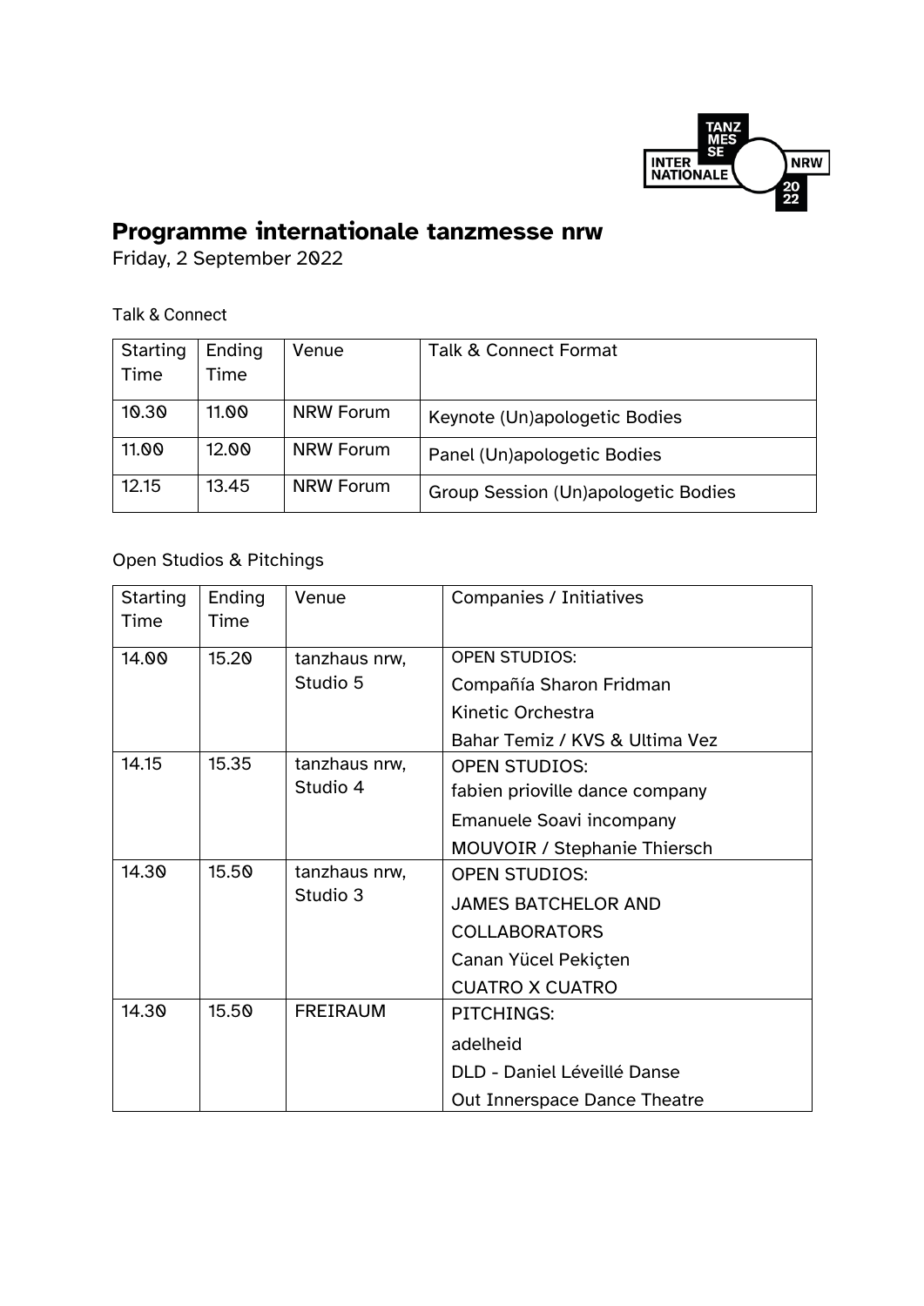# Programme internationale tanzmesse nrw

Friday, 2 September 2022

Talk & Connect

| Starting Time | Ending Time | Venue | Talk & Connect Format |
|---|---|---|---|
| 10.30 | 11.00 | NRW Forum | Keynote (Un)apologetic Bodies |
| 11.00 | 12.00 | NRW Forum | Panel (Un)apologetic Bodies |
| 12.15 | 13.45 | NRW Forum | Group Session (Un)apologetic Bodies |

Open Studios & Pitchings

| Starting Time | Ending Time | Venue | Companies / Initiatives |
|---|---|---|---|
| 14.00 | 15.20 | tanzhaus nrw, Studio 5 | OPEN STUDIOS:<br>Compañía Sharon Fridman<br>Kinetic Orchestra<br>Bahar Temiz / KVS & Ultima Vez |
| 14.15 | 15.35 | tanzhaus nrw, Studio 4 | OPEN STUDIOS:<br>fabien prioville dance company<br>Emanuele Soavi incompany<br>MOUVOIR / Stephanie Thiersch |
| 14.30 | 15.50 | tanzhaus nrw, Studio 3 | OPEN STUDIOS:<br>JAMES BATCHELOR AND COLLABORATORS<br>Canan Yücel Pekiçten<br>CUATRO X CUATRO |
| 14.30 | 15.50 | FREIRAUM | PITCHINGS:<br>adelheid<br>DLD - Daniel Léveillé Danse<br>Out Innerspace Dance Theatre |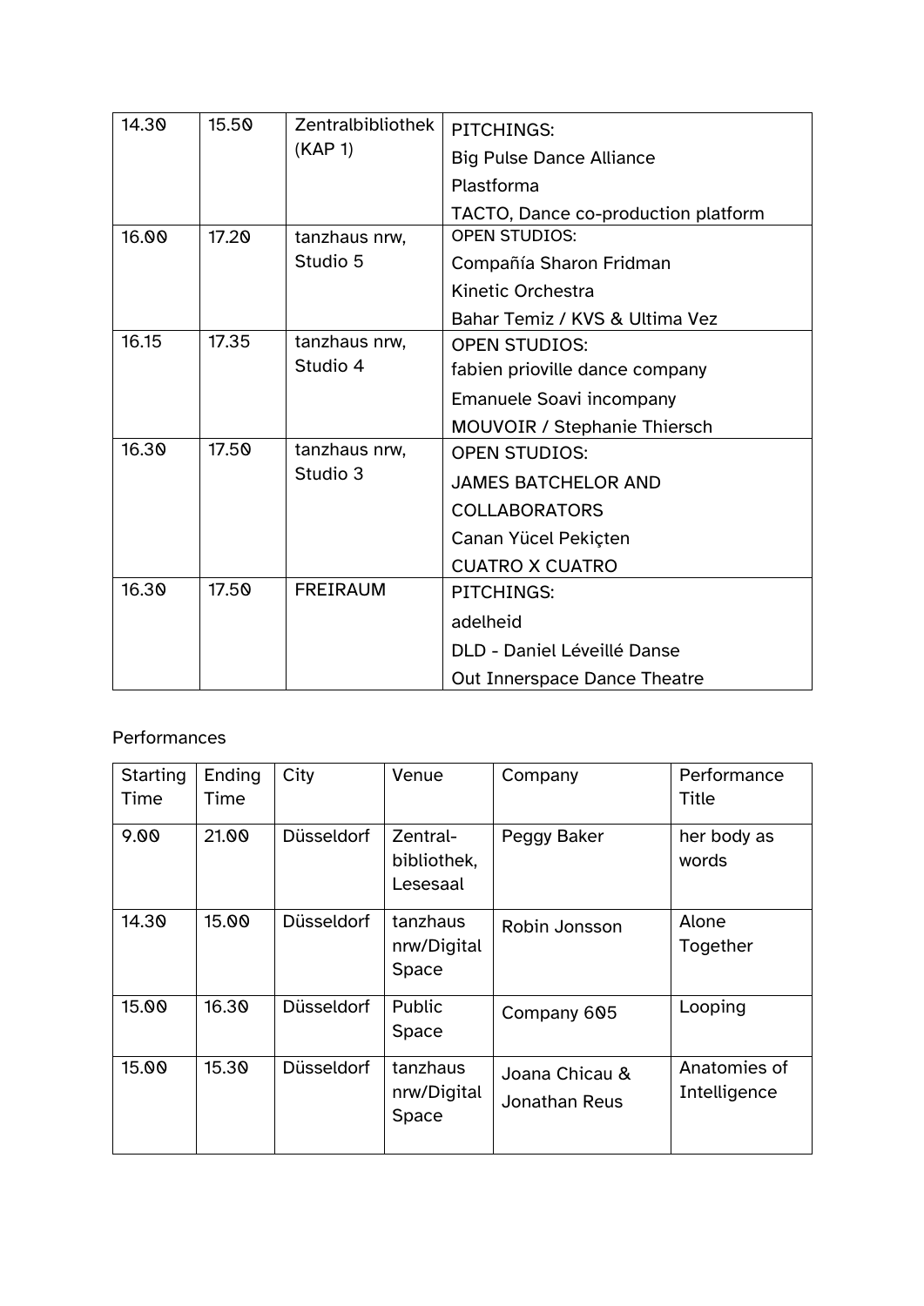| 14.30 | 15.50 | Zentralbibliothek (KAP 1) | PITCHINGS: Big Pulse Dance Alliance Plastforma TACTO, Dance co-production platform |
|---|---|---|---|
| 16.00 | 17.20 | tanzhaus nrw, Studio 5 | OPEN STUDIOS: Compañía Sharon Fridman Kinetic Orchestra Bahar Temiz / KVS & Ultima Vez |
| 16.15 | 17.35 | tanzhaus nrw, Studio 4 | OPEN STUDIOS: fabien prioville dance company Emanuele Soavi incompany MOUVOIR / Stephanie Thiersch |
| 16.30 | 17.50 | tanzhaus nrw, Studio 3 | OPEN STUDIOS: JAMES BATCHELOR AND COLLABORATORS Canan Yücel Pekiçten CUATRO X CUATRO |
| 16.30 | 17.50 | FREIRAUM | PITCHINGS: adelheid DLD - Daniel Léveillé Danse Out Innerspace Dance Theatre |

Performances

| Starting Time | Ending Time | City | Venue | Company | Performance Title |
|---|---|---|---|---|---|
| 9.00 | 21.00 | Düsseldorf | Zentral-bibliothek, Lesesaal | Peggy Baker | her body as words |
| 14.30 | 15.00 | Düsseldorf | tanzhaus nrw/Digital Space | Robin Jonsson | Alone Together |
| 15.00 | 16.30 | Düsseldorf | Public Space | Company 605 | Looping |
| 15.00 | 15.30 | Düsseldorf | tanzhaus nrw/Digital Space | Joana Chicau & Jonathan Reus | Anatomies of Intelligence |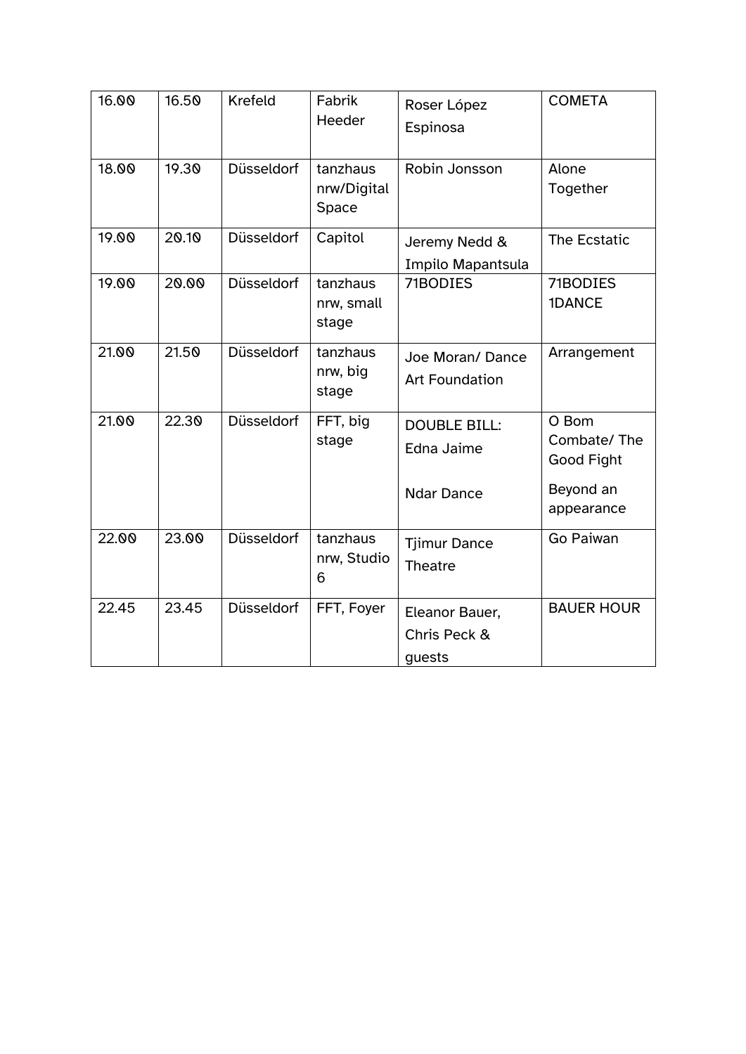| | | | | | |
|---|---|---|---|---|---|
| 16.00 | 16.50 | Krefeld | Fabrik Heeder | Roser López Espinosa | COMETA |
| 18.00 | 19.30 | Düsseldorf | tanzhaus nrw/Digital Space | Robin Jonsson | Alone Together |
| 19.00 | 20.10 | Düsseldorf | Capitol | Jeremy Nedd & Impilo Mapantsula | The Ecstatic |
| 19.00 | 20.00 | Düsseldorf | tanzhaus nrw, small stage | 71BODIES | 71BODIES 1DANCE |
| 21.00 | 21.50 | Düsseldorf | tanzhaus nrw, big stage | Joe Moran/ Dance Art Foundation | Arrangement |
| 21.00 | 22.30 | Düsseldorf | FFT, big stage | DOUBLE BILL: Edna Jaime<br><br>Ndar Dance | O Bom Combate/ The Good Fight<br><br>Beyond an appearance |
| 22.00 | 23.00 | Düsseldorf | tanzhaus nrw, Studio 6 | Tjimur Dance Theatre | Go Paiwan |
| 22.45 | 23.45 | Düsseldorf | FFT, Foyer | Eleanor Bauer, Chris Peck & guests | BAUER HOUR |